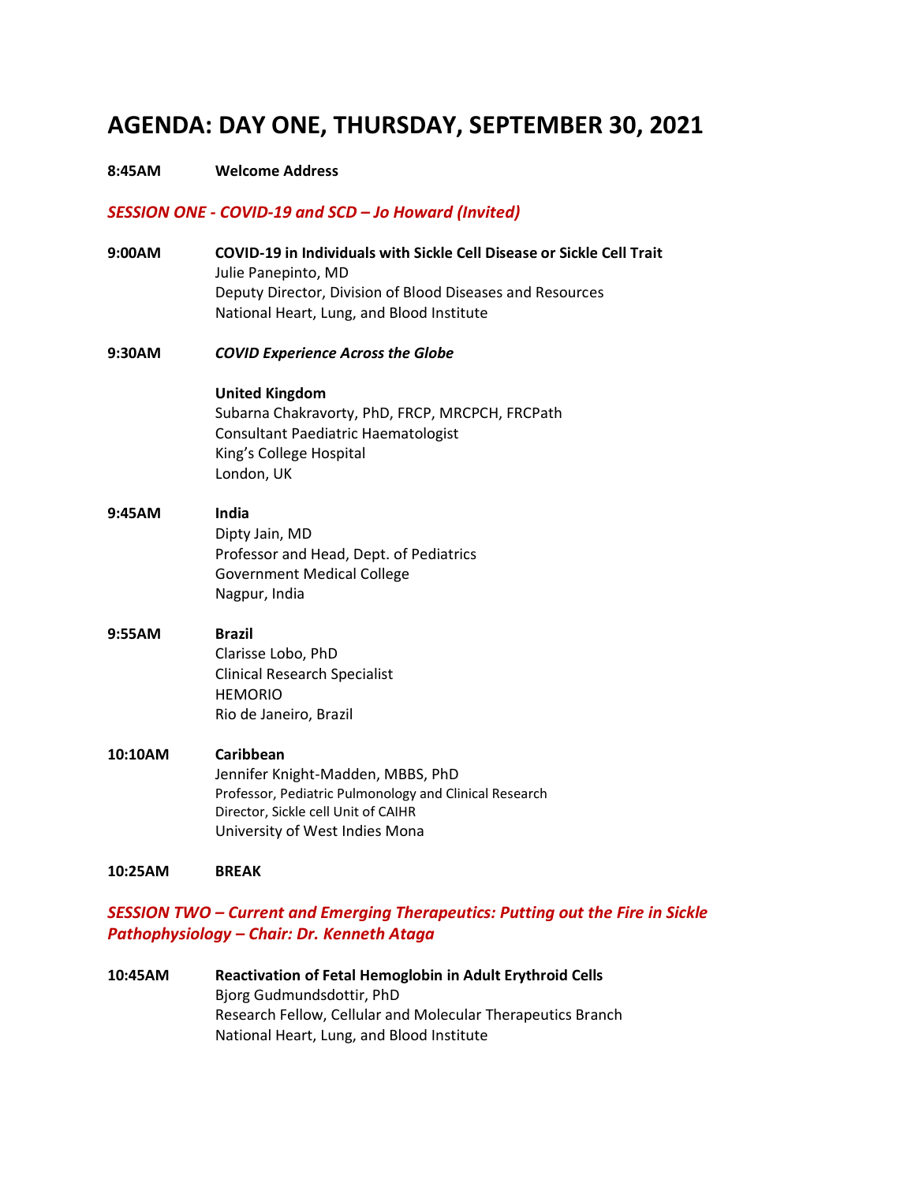# AGENDA: DAY ONE, THURSDAY, SEPTEMBER 30, 2021

**8:45AM** **Welcome Address**

### *SESSION ONE - COVID-19 and SCD – Jo Howard (Invited)*

**9:00AM** **COVID-19 in Individuals with Sickle Cell Disease or Sickle Cell Trait**
Julie Panepinto, MD
Deputy Director, Division of Blood Diseases and Resources
National Heart, Lung, and Blood Institute

**9:30AM** ***COVID Experience Across the Globe***

**United Kingdom**
Subarna Chakravorty, PhD, FRCP, MRCPCH, FRCPath
Consultant Paediatric Haematologist
King's College Hospital
London, UK

**9:45AM** **India**
Dipty Jain, MD
Professor and Head, Dept. of Pediatrics
Government Medical College
Nagpur, India

**9:55AM** **Brazil**
Clarisse Lobo, PhD
Clinical Research Specialist
HEMORIO
Rio de Janeiro, Brazil

**10:10AM** **Caribbean**
Jennifer Knight-Madden, MBBS, PhD
Professor, Pediatric Pulmonology and Clinical Research
Director, Sickle cell Unit of CAIHR
University of West Indies Mona

**10:25AM** **BREAK**

### *SESSION TWO – Current and Emerging Therapeutics: Putting out the Fire in Sickle Pathophysiology – Chair: Dr. Kenneth Ataga*

**10:45AM** **Reactivation of Fetal Hemoglobin in Adult Erythroid Cells**
Bjorg Gudmundsdottir, PhD
Research Fellow, Cellular and Molecular Therapeutics Branch
National Heart, Lung, and Blood Institute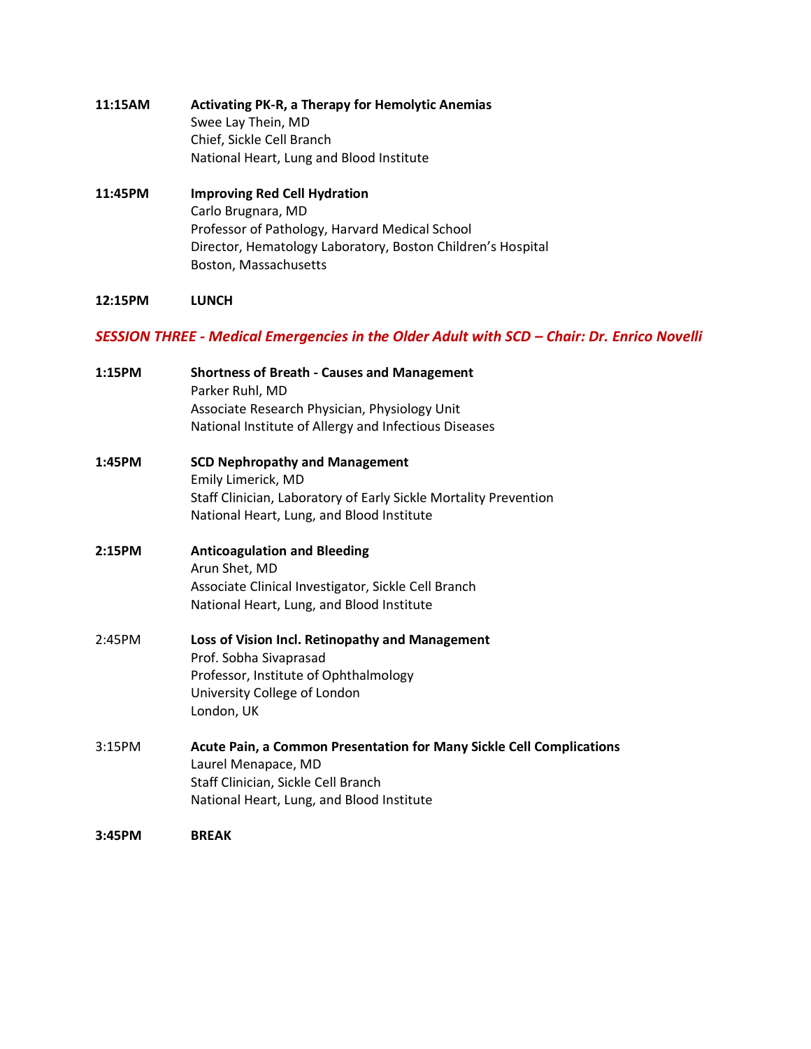**11:15AM** **Activating PK-R, a Therapy for Hemolytic Anemias**
Swee Lay Thein, MD
Chief, Sickle Cell Branch
National Heart, Lung and Blood Institute

**11:45PM** **Improving Red Cell Hydration**
Carlo Brugnara, MD
Professor of Pathology, Harvard Medical School
Director, Hematology Laboratory, Boston Children's Hospital
Boston, Massachusetts

**12:15PM** **LUNCH**

***SESSION THREE - Medical Emergencies in the Older Adult with SCD – Chair: Dr. Enrico Novelli***

**1:15PM** **Shortness of Breath - Causes and Management**
Parker Ruhl, MD
Associate Research Physician, Physiology Unit
National Institute of Allergy and Infectious Diseases

**1:45PM** **SCD Nephropathy and Management**
Emily Limerick, MD
Staff Clinician, Laboratory of Early Sickle Mortality Prevention
National Heart, Lung, and Blood Institute

**2:15PM** **Anticoagulation and Bleeding**
Arun Shet, MD
Associate Clinical Investigator, Sickle Cell Branch
National Heart, Lung, and Blood Institute

2:45PM **Loss of Vision Incl. Retinopathy and Management**
Prof. Sobha Sivaprasad
Professor, Institute of Ophthalmology
University College of London
London, UK

3:15PM **Acute Pain, a Common Presentation for Many Sickle Cell Complications**
Laurel Menapace, MD
Staff Clinician, Sickle Cell Branch
National Heart, Lung, and Blood Institute

**3:45PM** **BREAK**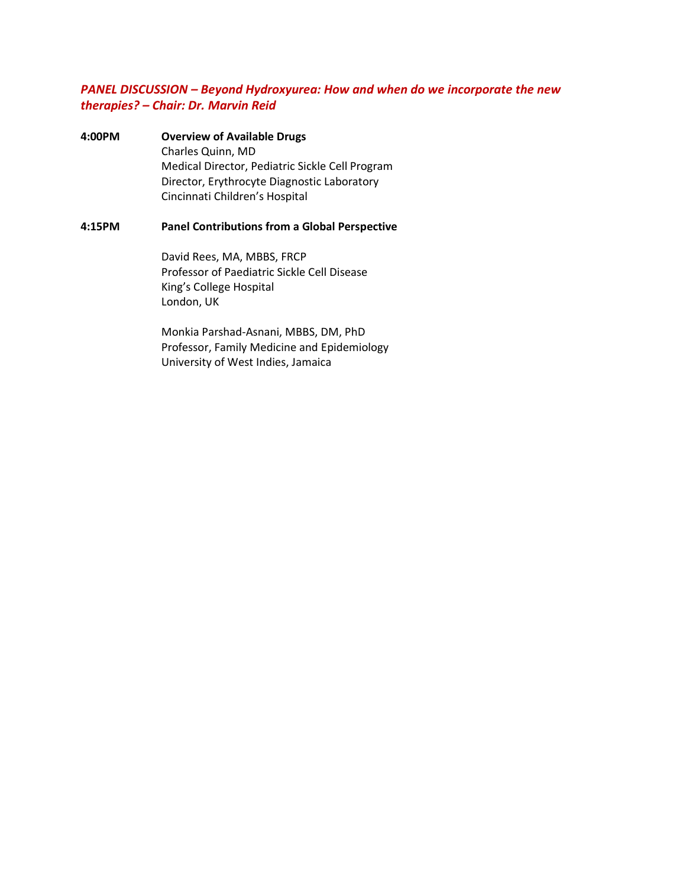***PANEL DISCUSSION – Beyond Hydroxyurea: How and when do we incorporate the new therapies? – Chair: Dr. Marvin Reid***

**4:00PM** **Overview of Available Drugs**
Charles Quinn, MD
Medical Director, Pediatric Sickle Cell Program
Director, Erythrocyte Diagnostic Laboratory
Cincinnati Children's Hospital

**4:15PM** **Panel Contributions from a Global Perspective**

David Rees, MA, MBBS, FRCP
Professor of Paediatric Sickle Cell Disease
King's College Hospital
London, UK

Monkia Parshad-Asnani, MBBS, DM, PhD
Professor, Family Medicine and Epidemiology
University of West Indies, Jamaica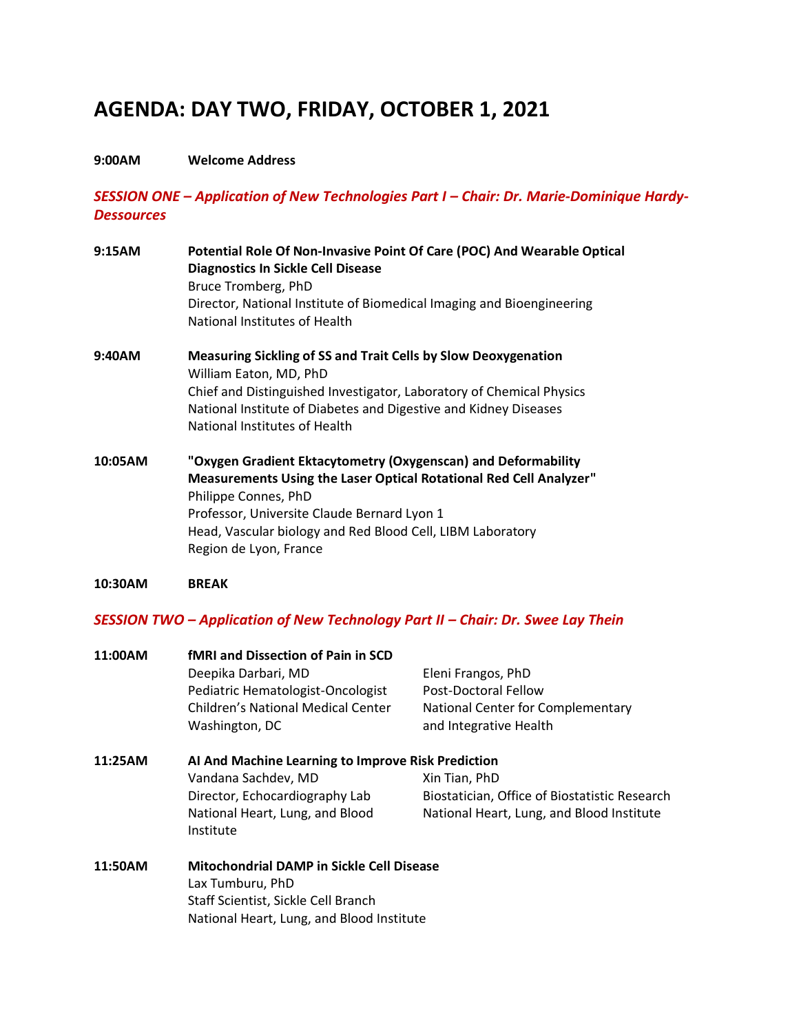# AGENDA: DAY TWO, FRIDAY, OCTOBER 1, 2021

**9:00AM** **Welcome Address**

***SESSION ONE – Application of New Technologies Part I – Chair: Dr. Marie-Dominique Hardy-Dessources***

**9:15AM** **Potential Role Of Non-Invasive Point Of Care (POC) And Wearable Optical Diagnostics In Sickle Cell Disease**
Bruce Tromberg, PhD
Director, National Institute of Biomedical Imaging and Bioengineering
National Institutes of Health

**9:40AM** **Measuring Sickling of SS and Trait Cells by Slow Deoxygenation**
William Eaton, MD, PhD
Chief and Distinguished Investigator, Laboratory of Chemical Physics
National Institute of Diabetes and Digestive and Kidney Diseases
National Institutes of Health

**10:05AM** **"Oxygen Gradient Ektacytometry (Oxygenscan) and Deformability Measurements Using the Laser Optical Rotational Red Cell Analyzer"**
Philippe Connes, PhD
Professor, Universite Claude Bernard Lyon 1
Head, Vascular biology and Red Blood Cell, LIBM Laboratory
Region de Lyon, France

**10:30AM** **BREAK**

***SESSION TWO – Application of New Technology Part II – Chair: Dr. Swee Lay Thein***

**11:00AM** **fMRI and Dissection of Pain in SCD**

Deepika Darbari, MD
Pediatric Hematologist-Oncologist
Children's National Medical Center
Washington, DC

Eleni Frangos, PhD
Post-Doctoral Fellow
National Center for Complementary and Integrative Health

**11:25AM** **AI And Machine Learning to Improve Risk Prediction**

Vandana Sachdev, MD
Director, Echocardiography Lab
National Heart, Lung, and Blood Institute

Xin Tian, PhD
Biostatician, Office of Biostatistic Research
National Heart, Lung, and Blood Institute

**11:50AM** **Mitochondrial DAMP in Sickle Cell Disease**
Lax Tumburu, PhD
Staff Scientist, Sickle Cell Branch
National Heart, Lung, and Blood Institute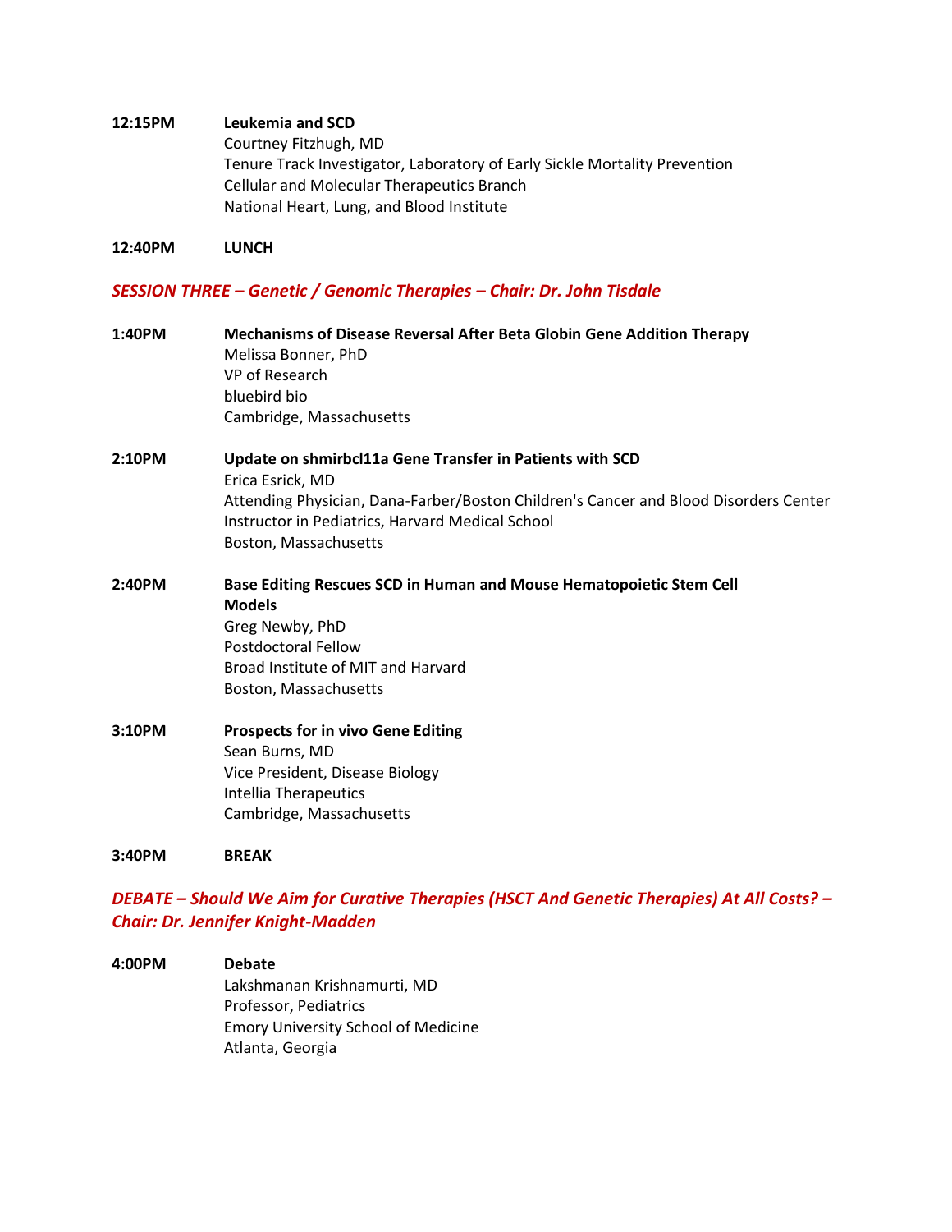**12:15PM** **Leukemia and SCD**
Courtney Fitzhugh, MD
Tenure Track Investigator, Laboratory of Early Sickle Mortality Prevention
Cellular and Molecular Therapeutics Branch
National Heart, Lung, and Blood Institute

**12:40PM** **LUNCH**

## *SESSION THREE – Genetic / Genomic Therapies – Chair: Dr. John Tisdale*

**1:40PM** **Mechanisms of Disease Reversal After Beta Globin Gene Addition Therapy**
Melissa Bonner, PhD
VP of Research
bluebird bio
Cambridge, Massachusetts

**2:10PM** **Update on shmirbcl11a Gene Transfer in Patients with SCD**
Erica Esrick, MD
Attending Physician, Dana-Farber/Boston Children's Cancer and Blood Disorders Center
Instructor in Pediatrics, Harvard Medical School
Boston, Massachusetts

**2:40PM** **Base Editing Rescues SCD in Human and Mouse Hematopoietic Stem Cell Models**
Greg Newby, PhD
Postdoctoral Fellow
Broad Institute of MIT and Harvard
Boston, Massachusetts

**3:10PM** **Prospects for in vivo Gene Editing**
Sean Burns, MD
Vice President, Disease Biology
Intellia Therapeutics
Cambridge, Massachusetts

**3:40PM** **BREAK**

## *DEBATE – Should We Aim for Curative Therapies (HSCT And Genetic Therapies) At All Costs? – Chair: Dr. Jennifer Knight-Madden*

**4:00PM** **Debate**
Lakshmanan Krishnamurti, MD
Professor, Pediatrics
Emory University School of Medicine
Atlanta, Georgia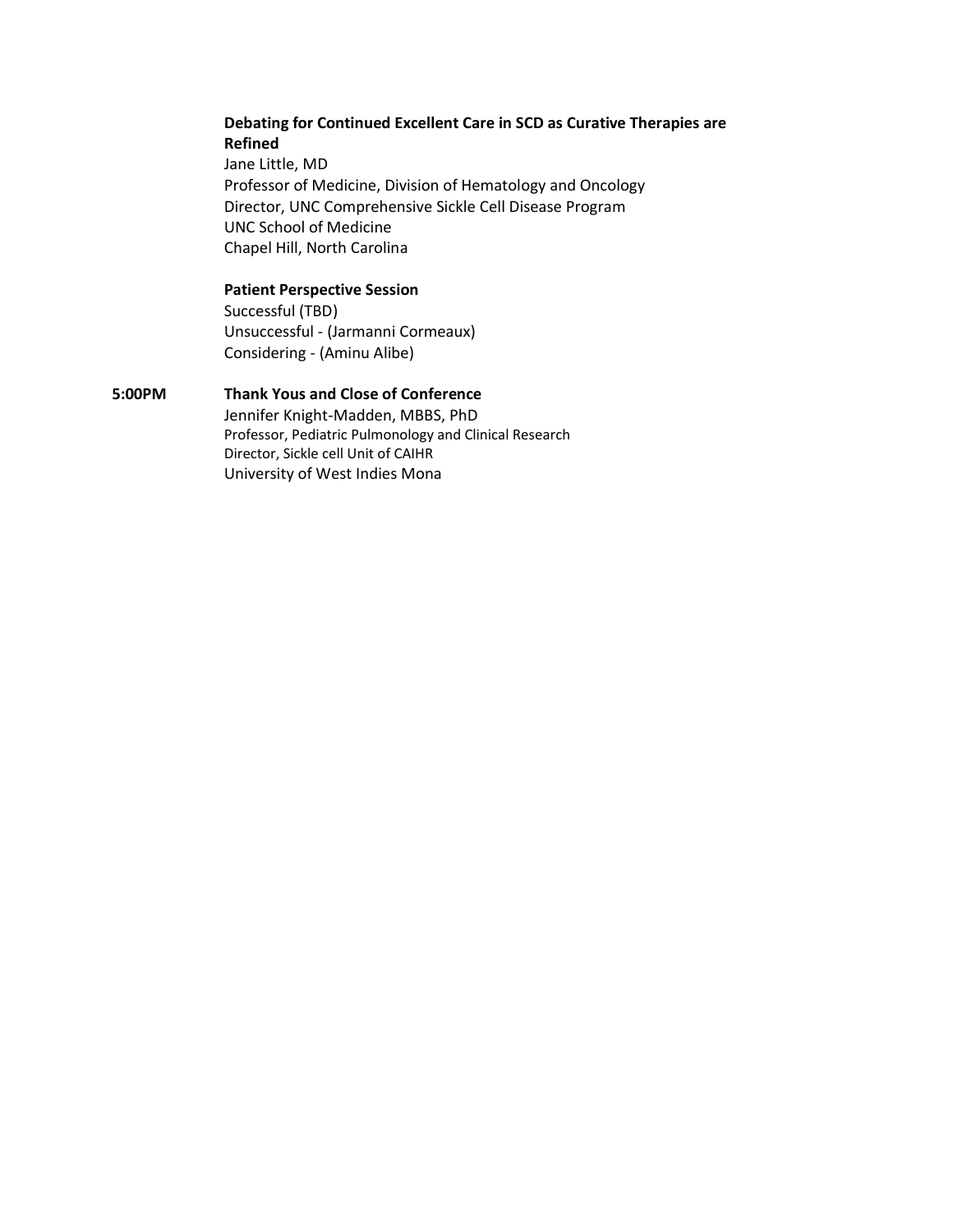**Debating for Continued Excellent Care in SCD as Curative Therapies are Refined**
Jane Little, MD
Professor of Medicine, Division of Hematology and Oncology
Director, UNC Comprehensive Sickle Cell Disease Program
UNC School of Medicine
Chapel Hill, North Carolina

**Patient Perspective Session**
Successful (TBD)
Unsuccessful - (Jarmanni Cormeaux)
Considering - (Aminu Alibe)

**5:00PM** **Thank Yous and Close of Conference**
Jennifer Knight-Madden, MBBS, PhD
Professor, Pediatric Pulmonology and Clinical Research
Director, Sickle cell Unit of CAIHR
University of West Indies Mona